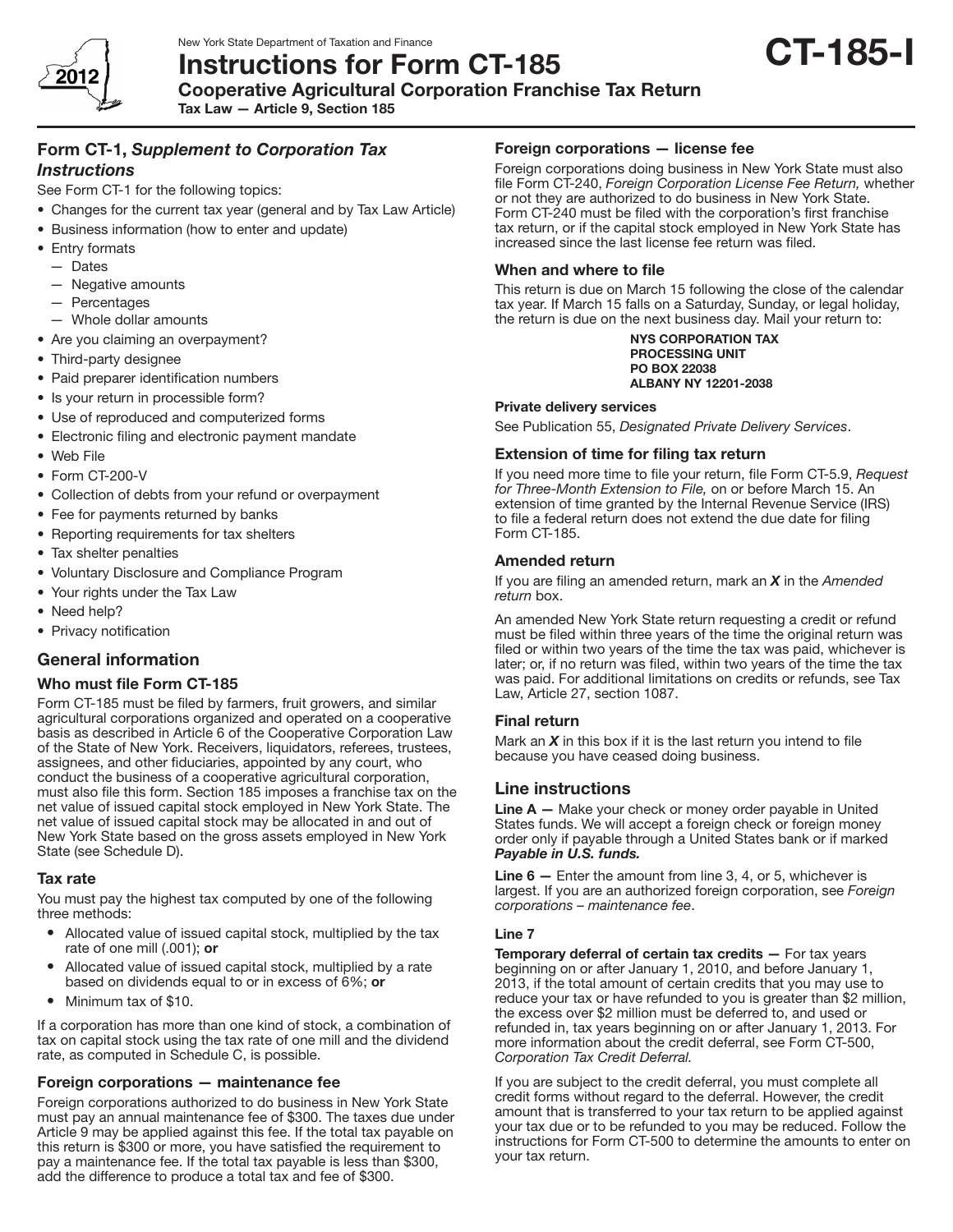New York State Department of Taxation and Finance

# Instructions for Form CT-185

**CT-185-I**

## Cooperative Agricultural Corporation Franchise Tax Return

**Tax Law — Article 9, Section 185**

2012

## Form CT-1, *Supplement to Corporation Tax Instructions*

See Form CT-1 for the following topics:

- Changes for the current tax year (general and by Tax Law Article)
- Business information (how to enter and update)
- Entry formats
  - — Dates
  - — Negative amounts
  - — Percentages
  - — Whole dollar amounts
- Are you claiming an overpayment?
- Third-party designee
- Paid preparer identification numbers
- Is your return in processible form?
- Use of reproduced and computerized forms
- Electronic filing and electronic payment mandate
- Web File
- Form CT-200-V
- Collection of debts from your refund or overpayment
- Fee for payments returned by banks
- Reporting requirements for tax shelters
- Tax shelter penalties
- Voluntary Disclosure and Compliance Program
- Your rights under the Tax Law
- Need help?
- Privacy notification

## General information

### Who must file Form CT-185

Form CT-185 must be filed by farmers, fruit growers, and similar agricultural corporations organized and operated on a cooperative basis as described in Article 6 of the Cooperative Corporation Law of the State of New York. Receivers, liquidators, referees, trustees, assignees, and other fiduciaries, appointed by any court, who conduct the business of a cooperative agricultural corporation, must also file this form. Section 185 imposes a franchise tax on the net value of issued capital stock employed in New York State. The net value of issued capital stock may be allocated in and out of New York State based on the gross assets employed in New York State (see Schedule D).

### Tax rate

You must pay the highest tax computed by one of the following three methods:

- Allocated value of issued capital stock, multiplied by the tax rate of one mill (.001); **or**
- Allocated value of issued capital stock, multiplied by a rate based on dividends equal to or in excess of 6%; **or**
- Minimum tax of $10.

If a corporation has more than one kind of stock, a combination of tax on capital stock using the tax rate of one mill and the dividend rate, as computed in Schedule C, is possible.

### Foreign corporations — maintenance fee

Foreign corporations authorized to do business in New York State must pay an annual maintenance fee of $300. The taxes due under Article 9 may be applied against this fee. If the total tax payable on this return is $300 or more, you have satisfied the requirement to pay a maintenance fee. If the total tax payable is less than $300, add the difference to produce a total tax and fee of $300.

### Foreign corporations — license fee

Foreign corporations doing business in New York State must also file Form CT-240, *Foreign Corporation License Fee Return,* whether or not they are authorized to do business in New York State. Form CT-240 must be filed with the corporation's first franchise tax return, or if the capital stock employed in New York State has increased since the last license fee return was filed.

### When and where to file

This return is due on March 15 following the close of the calendar tax year. If March 15 falls on a Saturday, Sunday, or legal holiday, the return is due on the next business day. Mail your return to:

**NYS CORPORATION TAX**
**PROCESSING UNIT**
**PO BOX 22038**
**ALBANY NY 12201-2038**

#### Private delivery services

See Publication 55, *Designated Private Delivery Services*.

### Extension of time for filing tax return

If you need more time to file your return, file Form CT-5.9, *Request for Three-Month Extension to File,* on or before March 15. An extension of time granted by the Internal Revenue Service (IRS) to file a federal return does not extend the due date for filing Form CT-185.

### Amended return

If you are filing an amended return, mark an ***X*** in the *Amended return* box.

An amended New York State return requesting a credit or refund must be filed within three years of the time the original return was filed or within two years of the time the tax was paid, whichever is later; or, if no return was filed, within two years of the time the tax was paid. For additional limitations on credits or refunds, see Tax Law, Article 27, section 1087.

### Final return

Mark an ***X*** in this box if it is the last return you intend to file because you have ceased doing business.

## Line instructions

**Line A —** Make your check or money order payable in United States funds. We will accept a foreign check or foreign money order only if payable through a United States bank or if marked ***Payable in U.S. funds.***

**Line 6 —** Enter the amount from line 3, 4, or 5, whichever is largest. If you are an authorized foreign corporation, see *Foreign corporations – maintenance fee*.

#### Line 7

**Temporary deferral of certain tax credits —** For tax years beginning on or after January 1, 2010, and before January 1, 2013, if the total amount of certain credits that you may use to reduce your tax or have refunded to you is greater than $2 million, the excess over $2 million must be deferred to, and used or refunded in, tax years beginning on or after January 1, 2013. For more information about the credit deferral, see Form CT-500, *Corporation Tax Credit Deferral.*

If you are subject to the credit deferral, you must complete all credit forms without regard to the deferral. However, the credit amount that is transferred to your tax return to be applied against your tax due or to be refunded to you may be reduced. Follow the instructions for Form CT-500 to determine the amounts to enter on your tax return.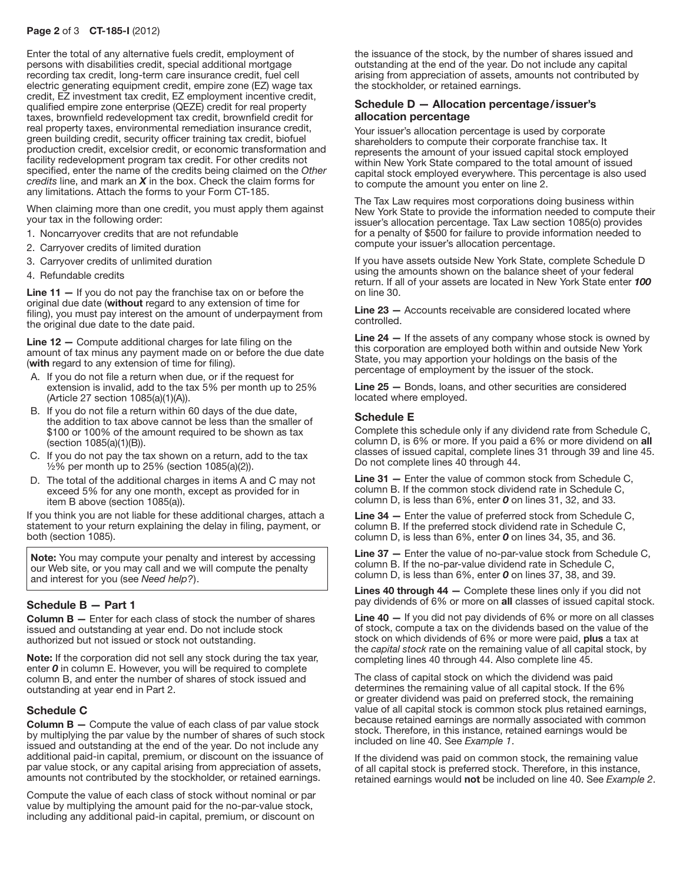Enter the total of any alternative fuels credit, employment of persons with disabilities credit, special additional mortgage recording tax credit, long-term care insurance credit, fuel cell electric generating equipment credit, empire zone (EZ) wage tax credit, EZ investment tax credit, EZ employment incentive credit, qualified empire zone enterprise (QEZE) credit for real property taxes, brownfield redevelopment tax credit, brownfield credit for real property taxes, environmental remediation insurance credit, green building credit, security officer training tax credit, biofuel production credit, excelsior credit, or economic transformation and facility redevelopment program tax credit. For other credits not specified, enter the name of the credits being claimed on the *Other credits* line, and mark an ***X*** in the box. Check the claim forms for any limitations. Attach the forms to your Form CT-185.

When claiming more than one credit, you must apply them against your tax in the following order:

1. Noncarryover credits that are not refundable
2. Carryover credits of limited duration
3. Carryover credits of unlimited duration
4. Refundable credits

**Line 11 —** If you do not pay the franchise tax on or before the original due date (**without** regard to any extension of time for filing), you must pay interest on the amount of underpayment from the original due date to the date paid.

**Line 12 —** Compute additional charges for late filing on the amount of tax minus any payment made on or before the due date (**with** regard to any extension of time for filing).

A. If you do not file a return when due, or if the request for extension is invalid, add to the tax 5% per month up to 25% (Article 27 section 1085(a)(1)(A)).
B. If you do not file a return within 60 days of the due date, the addition to tax above cannot be less than the smaller of $100 or 100% of the amount required to be shown as tax (section 1085(a)(1)(B)).
C. If you do not pay the tax shown on a return, add to the tax ½% per month up to 25% (section 1085(a)(2)).
D. The total of the additional charges in items A and C may not exceed 5% for any one month, except as provided for in item B above (section 1085(a)).

If you think you are not liable for these additional charges, attach a statement to your return explaining the delay in filing, payment, or both (section 1085).

**Note:** You may compute your penalty and interest by accessing our Web site, or you may call and we will compute the penalty and interest for you (see *Need help?*).

### Schedule B — Part 1

**Column B —** Enter for each class of stock the number of shares issued and outstanding at year end. Do not include stock authorized but not issued or stock not outstanding.

**Note:** If the corporation did not sell any stock during the tax year, enter ***0*** in column E. However, you will be required to complete column B, and enter the number of shares of stock issued and outstanding at year end in Part 2.

### Schedule C

**Column B —** Compute the value of each class of par value stock by multiplying the par value by the number of shares of such stock issued and outstanding at the end of the year. Do not include any additional paid-in capital, premium, or discount on the issuance of par value stock, or any capital arising from appreciation of assets, amounts not contributed by the stockholder, or retained earnings.

Compute the value of each class of stock without nominal or par value by multiplying the amount paid for the no-par-value stock, including any additional paid-in capital, premium, or discount on the issuance of the stock, by the number of shares issued and outstanding at the end of the year. Do not include any capital arising from appreciation of assets, amounts not contributed by the stockholder, or retained earnings.

### Schedule D — Allocation percentage/issuer's allocation percentage

Your issuer's allocation percentage is used by corporate shareholders to compute their corporate franchise tax. It represents the amount of your issued capital stock employed within New York State compared to the total amount of issued capital stock employed everywhere. This percentage is also used to compute the amount you enter on line 2.

The Tax Law requires most corporations doing business within New York State to provide the information needed to compute their issuer's allocation percentage. Tax Law section 1085(o) provides for a penalty of $500 for failure to provide information needed to compute your issuer's allocation percentage.

If you have assets outside New York State, complete Schedule D using the amounts shown on the balance sheet of your federal return. If all of your assets are located in New York State enter ***100*** on line 30.

**Line 23 —** Accounts receivable are considered located where controlled.

**Line 24 —** If the assets of any company whose stock is owned by this corporation are employed both within and outside New York State, you may apportion your holdings on the basis of the percentage of employment by the issuer of the stock.

**Line 25 —** Bonds, loans, and other securities are considered located where employed.

### Schedule E

Complete this schedule only if any dividend rate from Schedule C, column D, is 6% or more. If you paid a 6% or more dividend on **all** classes of issued capital, complete lines 31 through 39 and line 45. Do not complete lines 40 through 44.

**Line 31 —** Enter the value of common stock from Schedule C, column B. If the common stock dividend rate in Schedule C, column D, is less than 6%, enter ***0*** on lines 31, 32, and 33.

**Line 34 —** Enter the value of preferred stock from Schedule C, column B. If the preferred stock dividend rate in Schedule C, column D, is less than 6%, enter ***0*** on lines 34, 35, and 36.

**Line 37 —** Enter the value of no-par-value stock from Schedule C, column B. If the no-par-value dividend rate in Schedule C, column D, is less than 6%, enter ***0*** on lines 37, 38, and 39.

**Lines 40 through 44 —** Complete these lines only if you did not pay dividends of 6% or more on **all** classes of issued capital stock.

**Line 40 —** If you did not pay dividends of 6% or more on all classes of stock, compute a tax on the dividends based on the value of the stock on which dividends of 6% or more were paid, **plus** a tax at the *capital stock* rate on the remaining value of all capital stock, by completing lines 40 through 44. Also complete line 45.

The class of capital stock on which the dividend was paid determines the remaining value of all capital stock. If the 6% or greater dividend was paid on preferred stock, the remaining value of all capital stock is common stock plus retained earnings, because retained earnings are normally associated with common stock. Therefore, in this instance, retained earnings would be included on line 40. See *Example 1*.

If the dividend was paid on common stock, the remaining value of all capital stock is preferred stock. Therefore, in this instance, retained earnings would **not** be included on line 40. See *Example 2*.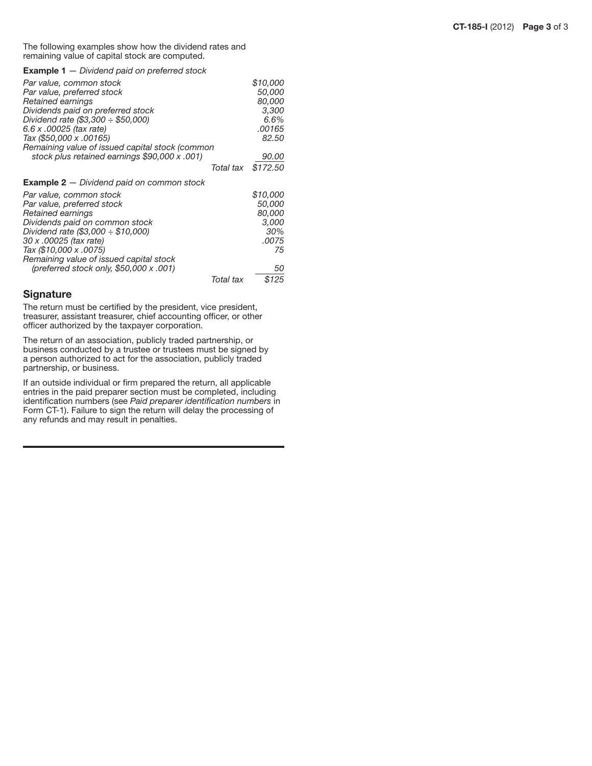The following examples show how the dividend rates and remaining value of capital stock are computed.

**Example 1** — *Dividend paid on preferred stock*

| | |
|---|---|
| *Par value, common stock* | *$10,000* |
| *Par value, preferred stock* | *50,000* |
| *Retained earnings* | *80,000* |
| *Dividends paid on preferred stock* | *3,300* |
| *Dividend rate ($3,300 ÷ $50,000)* | *6.6%* |
| *6.6 x .00025 (tax rate)* | *.00165* |
| *Tax ($50,000 x .00165)* | *82.50* |
| *Remaining value of issued capital stock (common stock plus retained earnings $90,000 x .001)* | *90.00* |
| *Total tax* | *$172.50* |

**Example 2** — *Dividend paid on common stock*

| | |
|---|---|
| *Par value, common stock* | *$10,000* |
| *Par value, preferred stock* | *50,000* |
| *Retained earnings* | *80,000* |
| *Dividends paid on common stock* | *3,000* |
| *Dividend rate ($3,000 ÷ $10,000)* | *30%* |
| *30 x .00025 (tax rate)* | *.0075* |
| *Tax ($10,000 x .0075)* | *75* |
| *Remaining value of issued capital stock (preferred stock only, $50,000 x .001)* | *50* |
| *Total tax* | *$125* |

## Signature

The return must be certified by the president, vice president, treasurer, assistant treasurer, chief accounting officer, or other officer authorized by the taxpayer corporation.

The return of an association, publicly traded partnership, or business conducted by a trustee or trustees must be signed by a person authorized to act for the association, publicly traded partnership, or business.

If an outside individual or firm prepared the return, all applicable entries in the paid preparer section must be completed, including identification numbers (see *Paid preparer identification numbers* in Form CT-1). Failure to sign the return will delay the processing of any refunds and may result in penalties.